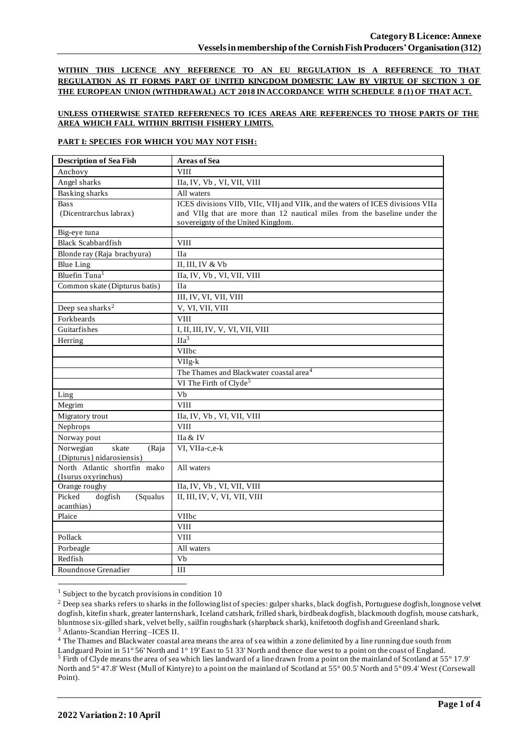**Category B Licence: Annexe**
**Vessels in membership of the Cornish Fish Producers' Organisation (312)**

**WITHIN THIS LICENCE ANY REFERENCE TO AN EU REGULATION IS A REFERENCE TO THAT REGULATION AS IT FORMS PART OF UNITED KINGDOM DOMESTIC LAW BY VIRTUE OF SECTION 3 OF THE EUROPEAN UNION (WITHDRAWAL) ACT 2018 IN ACCORDANCE WITH SCHEDULE 8 (1) OF THAT ACT.**

**UNLESS OTHERWISE STATED REFERENECS TO ICES AREAS ARE REFERENCES TO THOSE PARTS OF THE AREA WHICH FALL WITHIN BRITISH FISHERY LIMITS.**

**PART I: SPECIES FOR WHICH YOU MAY NOT FISH:**

| Description of Sea Fish | Areas of Sea |
|---|---|
| Anchovy | VIII |
| Angel sharks | IIa, IV, Vb , VI, VII, VIII |
| Basking sharks | All waters |
| Bass (Dicentrarchus labrax) | ICES divisions VIIb, VIIc, VIIj and VIIk, and the waters of ICES divisions VIIa and VIIg that are more than 12 nautical miles from the baseline under the sovereignty of the United Kingdom. |
| Big-eye tuna | |
| Black Scabbardfish | VIII |
| Blonde ray (Raja brachyura) | IIa |
| Blue Ling | II, III, IV & Vb |
| Bluefin Tuna[1] | IIa, IV, Vb , VI, VII, VIII |
| Common skate (Dipturus batis) | IIa |
| | III, IV, VI, VII, VIII |
| Deep sea sharks[2] | V, VI, VII, VIII |
| Forkbeards | VIII |
| Guitarfishes | I, II, III, IV, V, VI, VII, VIII |
| Herring | IIa[3] |
| | VIIbc |
| | VIIg-k |
| | The Thames and Blackwater coastal area[4] |
| | VI The Firth of Clyde[5] |
| Ling | Vb |
| Megrim | VIII |
| Migratory trout | IIa, IV, Vb , VI, VII, VIII |
| Nephrops | VIII |
| Norway pout | IIa & IV |
| Norwegian skate (Raja {Dipturus} nidarosiensis) | VI, VIIa-c,e-k |
| North Atlantic shortfin mako (Isurus oxyrinchus) | All waters |
| Orange roughy | IIa, IV, Vb , VI, VII, VIII |
| Picked dogfish (Squalus acanthias) | II, III, IV, V, VI, VII, VIII |
| Plaice | VIIbc |
| | VIII |
| Pollack | VIII |
| Porbeagle | All waters |
| Redfish | Vb |
| Roundnose Grenadier | III |

[1] Subject to the bycatch provisions in condition 10

[2] Deep sea sharks refers to sharks in the following list of species: gulper sharks, black dogfish, Portuguese dogfish, longnose velvet dogfish, kitefin shark, greater lanternshark, Iceland catshark, frilled shark, birdbeak dogfish, blackmouth dogfish, mouse catshark, bluntnose six-gilled shark, velvet belly, sailfin roughshark (sharpback shark), knifetooth dogfish and Greenland shark.

[3] Atlanto-Scandian Herring –ICES II.

[4] The Thames and Blackwater coastal area means the area of sea within a zone delimited by a line running due south from Landguard Point in 51° 56' North and 1° 19' East to 51 33' North and thence due west to a point on the coast of England.

[5] Firth of Clyde means the area of sea which lies landward of a line drawn from a point on the mainland of Scotland at 55° 17.9' North and 5° 47.8' West (Mull of Kintyre) to a point on the mainland of Scotland at 55° 00.5' North and 5° 09.4' West (Corsewall Point).

2022 Variation 2: 10 April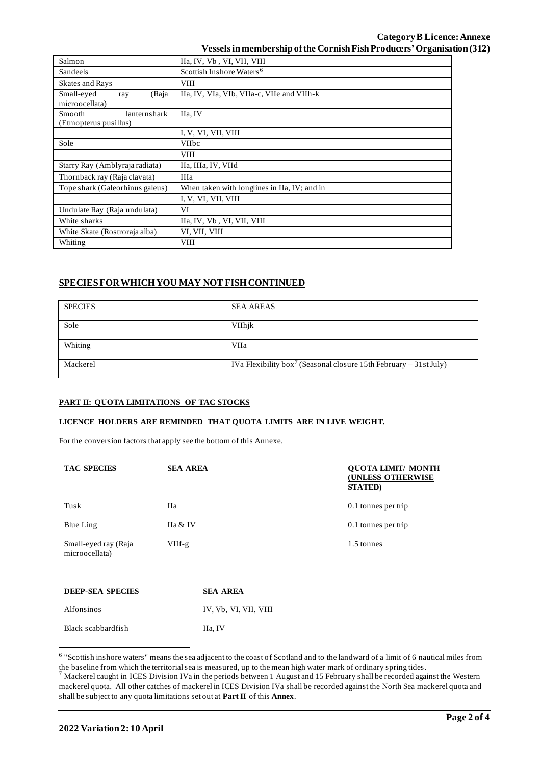| | |
|---|---|
| Salmon | IIa, IV, Vb , VI, VII, VIII |
| Sandeels | Scottish Inshore Waters[6] |
| Skates and Rays | VIII |
| Small-eyed ray (Raja microocellata) | IIa, IV, VIa, VIb, VIIa-c, VIIe and VIIh-k |
| Smooth lanternshark (Etmopterus pusillus) | IIa, IV |
| | I, V, VI, VII, VIII |
| Sole | VIIbc |
| | VIII |
| Starry Ray (Amblyraja radiata) | IIa, IIIa, IV, VIId |
| Thornback ray (Raja clavata) | IIIa |
| Tope shark (Galeorhinus galeus) | When taken with longlines in IIa, IV; and in |
| | I, V, VI, VII, VIII |
| Undulate Ray (Raja undulata) | VI |
| White sharks | IIa, IV, Vb , VI, VII, VIII |
| White Skate (Rostroraja alba) | VI, VII, VIII |
| Whiting | VIII |

## SPECIES FOR WHICH YOU MAY NOT FISH CONTINUED

| SPECIES | SEA AREAS |
|---|---|
| Sole | VIIhjk |
| Whiting | VIIa |
| Mackerel | IVa Flexibility box[7] (Seasonal closure 15th February – 31st July) |

### PART II: QUOTA LIMITATIONS OF TAC STOCKS

**LICENCE HOLDERS ARE REMINDED THAT QUOTA LIMITS ARE IN LIVE WEIGHT.**

For the conversion factors that apply see the bottom of this Annexe.

| TAC SPECIES | SEA AREA | QUOTA LIMIT/ MONTH (UNLESS OTHERWISE STATED) |
|---|---|---|
| Tusk | IIa | 0.1 tonnes per trip |
| Blue Ling | IIa & IV | 0.1 tonnes per trip |
| Small-eyed ray (Raja microocellata) | VIIf-g | 1.5 tonnes |

| DEEP-SEA SPECIES | SEA AREA |
|---|---|
| Alfonsinos | IV, Vb, VI, VII, VIII |
| Black scabbardfish | IIa, IV |

[6] "Scottish inshore waters" means the sea adjacent to the coast of Scotland and to the landward of a limit of 6 nautical miles from the baseline from which the territorial sea is measured, up to the mean high water mark of ordinary spring tides.

[7] Mackerel caught in ICES Division IVa in the periods between 1 August and 15 February shall be recorded against the Western mackerel quota. All other catches of mackerel in ICES Division IVa shall be recorded against the North Sea mackerel quota and shall be subject to any quota limitations set out at **Part II** of this **Annex**.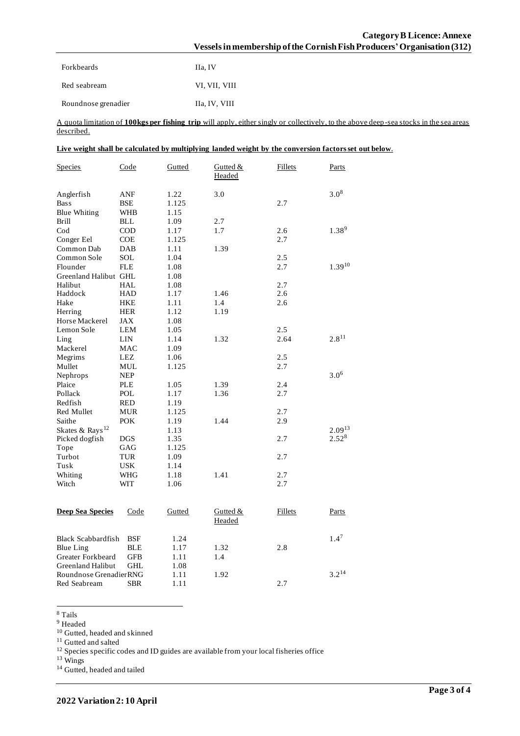| | |
|---|---|
| Forkbeards | IIa, IV |
| Red seabream | VI, VII, VIII |
| Roundnose grenadier | IIa, IV, VIII |

A quota limitation of **100kgs per fishing trip** will apply, either singly or collectively, to the above deep-sea stocks in the sea areas described.

**Live weight shall be calculated by multiplying landed weight by the conversion factors set out below.**

| Species | Code | Gutted | Gutted & Headed | Fillets | Parts |
|---|---|---|---|---|---|
| Anglerfish | ANF | 1.22 | 3.0 | | 3.0[8] |
| Bass | BSE | 1.125 | | 2.7 | |
| Blue Whiting | WHB | 1.15 | | | |
| Brill | BLL | 1.09 | 2.7 | | |
| Cod | COD | 1.17 | 1.7 | 2.6 | 1.38[9] |
| Conger Eel | COE | 1.125 | | 2.7 | |
| Common Dab | DAB | 1.11 | 1.39 | | |
| Common Sole | SOL | 1.04 | | 2.5 | |
| Flounder | FLE | 1.08 | | 2.7 | 1.39[10] |
| Greenland Halibut | GHL | 1.08 | | | |
| Halibut | HAL | 1.08 | | 2.7 | |
| Haddock | HAD | 1.17 | 1.46 | 2.6 | |
| Hake | HKE | 1.11 | 1.4 | 2.6 | |
| Herring | HER | 1.12 | 1.19 | | |
| Horse Mackerel | JAX | 1.08 | | | |
| Lemon Sole | LEM | 1.05 | | 2.5 | |
| Ling | LIN | 1.14 | 1.32 | 2.64 | 2.8[11] |
| Mackerel | MAC | 1.09 | | | |
| Megrims | LEZ | 1.06 | | 2.5 | |
| Mullet | MUL | 1.125 | | 2.7 | |
| Nephrops | NEP | | | | 3.0[6] |
| Plaice | PLE | 1.05 | 1.39 | 2.4 | |
| Pollack | POL | 1.17 | 1.36 | 2.7 | |
| Redfish | RED | 1.19 | | | |
| Red Mullet | MUR | 1.125 | | 2.7 | |
| Saithe | POK | 1.19 | 1.44 | 2.9 | |
| Skates & Rays[12] | | 1.13 | | | 2.09[13] |
| Picked dogfish | DGS | 1.35 | | 2.7 | 2.52[8] |
| Tope | GAG | 1.125 | | | |
| Turbot | TUR | 1.09 | | 2.7 | |
| Tusk | USK | 1.14 | | | |
| Whiting | WHG | 1.18 | 1.41 | 2.7 | |
| Witch | WIT | 1.06 | | 2.7 | |

| **Deep Sea Species** | Code | Gutted | Gutted & Headed | Fillets | Parts |
|---|---|---|---|---|---|
| Black Scabbardfish | BSF | 1.24 | | | 1.4[7] |
| Blue Ling | BLE | 1.17 | 1.32 | 2.8 | |
| Greater Forkbeard | GFB | 1.11 | 1.4 | | |
| Greenland Halibut | GHL | 1.08 | | | |
| Roundnose Grenadier | RNG | 1.11 | 1.92 | | 3.2[14] |
| Red Seabream | SBR | 1.11 | | 2.7 | |

[8] Tails
[9] Headed
[10] Gutted, headed and skinned
[11] Gutted and salted
[12] Species specific codes and ID guides are available from your local fisheries office
[13] Wings
[14] Gutted, headed and tailed